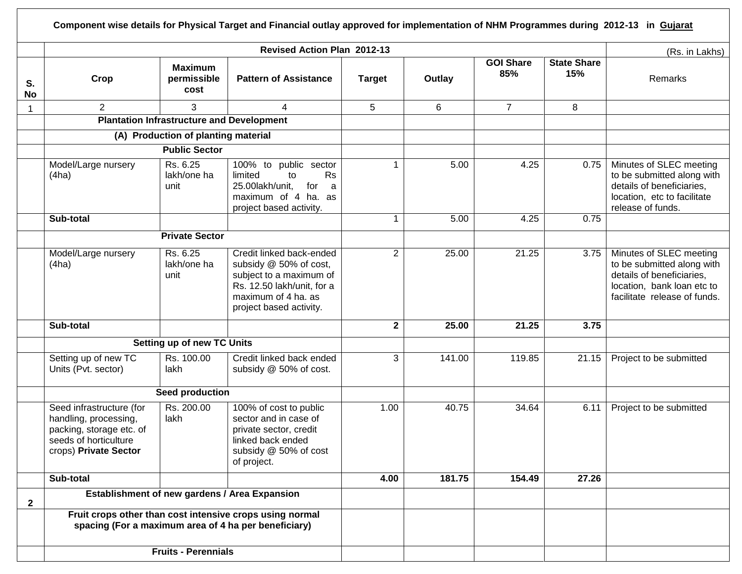## Component wise details for Physical Target and Financial outlay approved for implementation of NHM Programmes during 2012-13 in Gujarat

| | Revised Action Plan 2012-13 | | | | | | | (Rs. in Lakhs) |
|---|---|---|---|---|---|---|---|---|
| **S. No** | **Crop** | **Maximum permissible cost** | **Pattern of Assistance** | **Target** | **Outlay** | **GOI Share 85%** | **State Share 15%** | Remarks |
| 1 | 2 | 3 | 4 | 5 | 6 | 7 | 8 | |
| | **Plantation Infrastructure and Development** | | | | | | | |
| | **(A) Production of planting material** | | | | | | | |
| | **Public Sector** | | | | | | | |
| | Model/Large nursery (4ha) | Rs. 6.25 lakh/one ha unit | 100% to public sector limited to Rs 25.00lakh/unit, for a maximum of 4 ha. as project based activity. | 1 | 5.00 | 4.25 | 0.75 | Minutes of SLEC meeting to be submitted along with details of beneficiaries, location, etc to facilitate release of funds. |
| | **Sub-total** | | | 1 | 5.00 | 4.25 | 0.75 | |
| | **Private Sector** | | | | | | | |
| | Model/Large nursery (4ha) | Rs. 6.25 lakh/one ha unit | Credit linked back-ended subsidy @ 50% of cost, subject to a maximum of Rs. 12.50 lakh/unit, for a maximum of 4 ha. as project based activity. | 2 | 25.00 | 21.25 | 3.75 | Minutes of SLEC meeting to be submitted along with details of beneficiaries, location, bank loan etc to facilitate release of funds. |
| | **Sub-total** | | | **2** | **25.00** | **21.25** | **3.75** | |
| | **Setting up of new TC Units** | | | | | | | |
| | Setting up of new TC Units (Pvt. sector) | Rs. 100.00 lakh | Credit linked back ended subsidy @ 50% of cost. | 3 | 141.00 | 119.85 | 21.15 | Project to be submitted |
| | **Seed production** | | | | | | | |
| | Seed infrastructure (for handling, processing, packing, storage etc. of seeds of horticulture crops) **Private Sector** | Rs. 200.00 lakh | 100% of cost to public sector and in case of private sector, credit linked back ended subsidy @ 50% of cost of project. | 1.00 | 40.75 | 34.64 | 6.11 | Project to be submitted |
| | **Sub-total** | | | **4.00** | **181.75** | **154.49** | **27.26** | |
| **2** | **Establishment of new gardens / Area Expansion** | | | | | | | |
| | **Fruit crops other than cost intensive crops using normal spacing (For a maximum area of 4 ha per beneficiary)** | | | | | | | |
| | **Fruits - Perennials** | | | | | | | |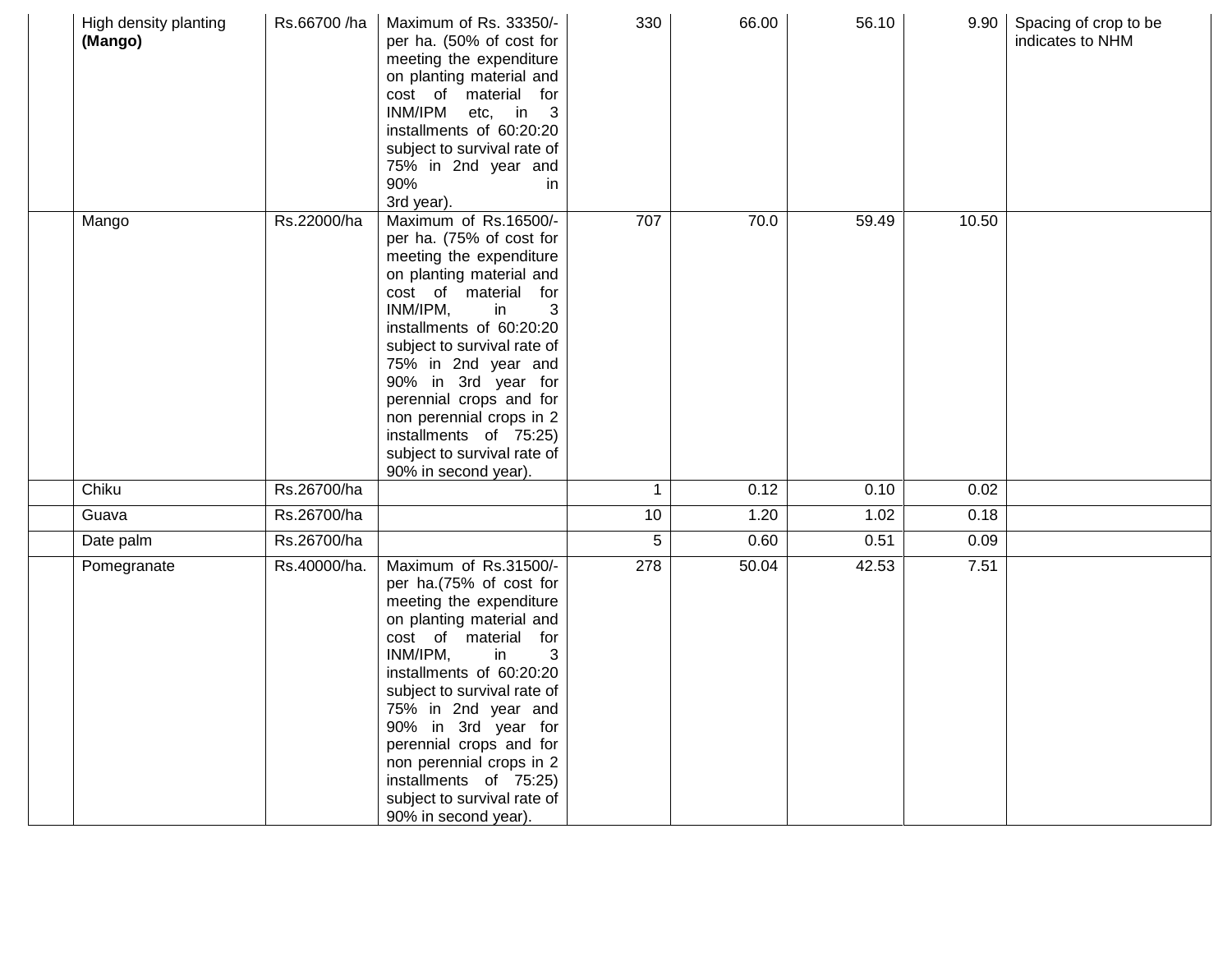| | | | | | | | | |
|---|---|---|---|---|---|---|---|---|
| | High density planting **(Mango)** | Rs.66700 /ha | Maximum of Rs. 33350/- per ha. (50% of cost for meeting the expenditure on planting material and cost of material for INM/IPM etc, in 3 installments of 60:20:20 subject to survival rate of 75% in 2nd year and 90% in 3rd year). | 330 | 66.00 | 56.10 | 9.90 | Spacing of crop to be indicates to NHM |
| | Mango | Rs.22000/ha | Maximum of Rs.16500/- per ha. (75% of cost for meeting the expenditure on planting material and cost of material for INM/IPM, in 3 installments of 60:20:20 subject to survival rate of 75% in 2nd year and 90% in 3rd year for perennial crops and for non perennial crops in 2 installments of 75:25) subject to survival rate of 90% in second year). | 707 | 70.0 | 59.49 | 10.50 | |
| | Chiku | Rs.26700/ha | | 1 | 0.12 | 0.10 | 0.02 | |
| | Guava | Rs.26700/ha | | 10 | 1.20 | 1.02 | 0.18 | |
| | Date palm | Rs.26700/ha | | 5 | 0.60 | 0.51 | 0.09 | |
| | Pomegranate | Rs.40000/ha. | Maximum of Rs.31500/- per ha.(75% of cost for meeting the expenditure on planting material and cost of material for INM/IPM, in 3 installments of 60:20:20 subject to survival rate of 75% in 2nd year and 90% in 3rd year for perennial crops and for non perennial crops in 2 installments of 75:25) subject to survival rate of 90% in second year). | 278 | 50.04 | 42.53 | 7.51 | |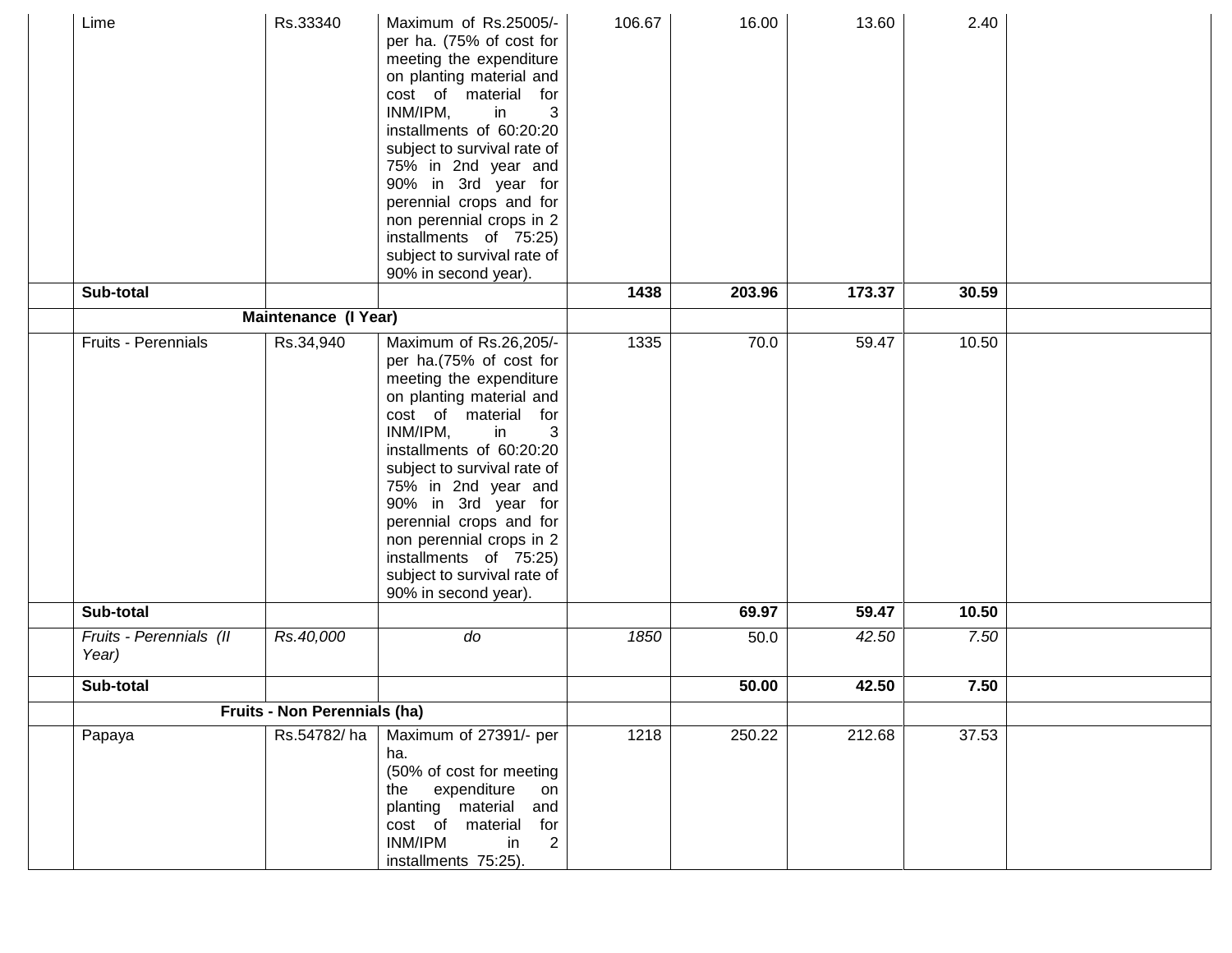| | | | | | | | | |
|---|---|---|---|---|---|---|---|---|
| | Lime | Rs.33340 | Maximum of Rs.25005/- per ha. (75% of cost for meeting the expenditure on planting material and cost of material for INM/IPM, in 3 installments of 60:20:20 subject to survival rate of 75% in 2nd year and 90% in 3rd year for perennial crops and for non perennial crops in 2 installments of 75:25) subject to survival rate of 90% in second year). | 106.67 | 16.00 | 13.60 | 2.40 | |
| | **Sub-total** | | | **1438** | **203.96** | **173.37** | **30.59** | |
| | **Maintenance (I Year)** | | | | | | | |
| | Fruits - Perennials | Rs.34,940 | Maximum of Rs.26,205/- per ha.(75% of cost for meeting the expenditure on planting material and cost of material for INM/IPM, in 3 installments of 60:20:20 subject to survival rate of 75% in 2nd year and 90% in 3rd year for perennial crops and for non perennial crops in 2 installments of 75:25) subject to survival rate of 90% in second year). | 1335 | 70.0 | 59.47 | 10.50 | |
| | **Sub-total** | | | | **69.97** | **59.47** | **10.50** | |
| | *Fruits - Perennials (II Year)* | *Rs.40,000* | *do* | *1850* | 50.0 | *42.50* | *7.50* | |
| | **Sub-total** | | | | **50.00** | **42.50** | **7.50** | |
| | **Fruits - Non Perennials (ha)** | | | | | | | |
| | Papaya | Rs.54782/ ha | Maximum of 27391/- per ha. (50% of cost for meeting the expenditure on planting material and cost of material for INM/IPM in 2 installments 75:25). | 1218 | 250.22 | 212.68 | 37.53 | |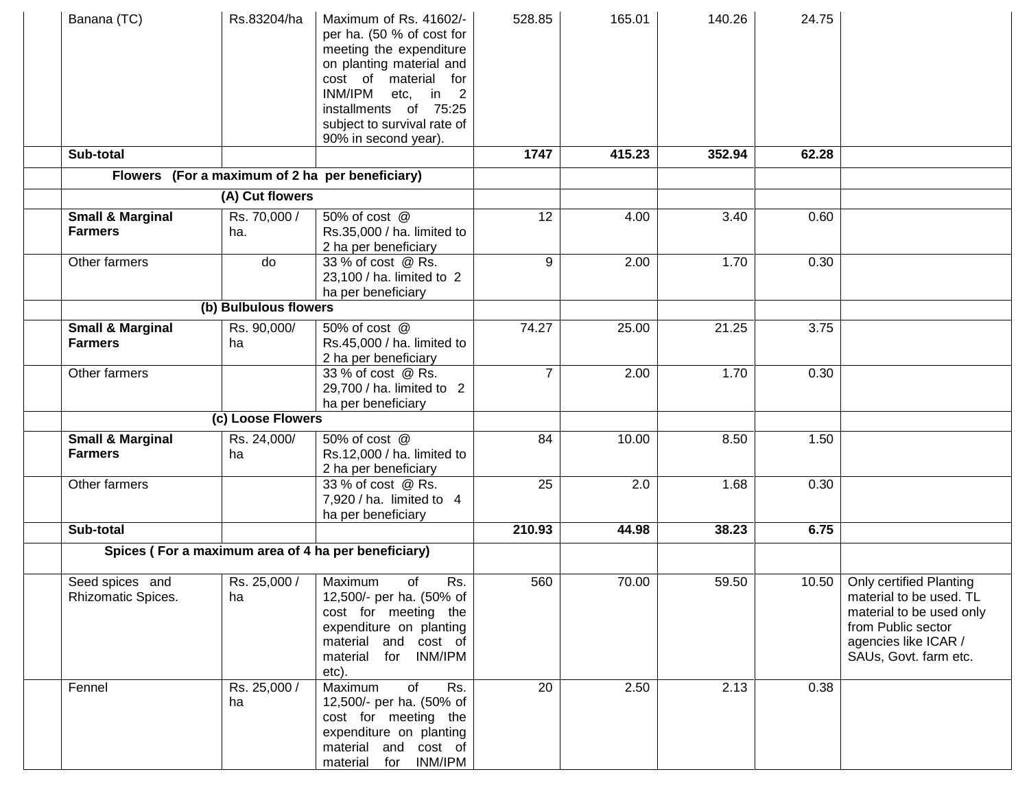| | | | | | | | | |
|---|---|---|---|---|---|---|---|---|
| | Banana (TC) | Rs.83204/ha | Maximum of Rs. 41602/- per ha. (50 % of cost for meeting the expenditure on planting material and cost of material for INM/IPM etc, in 2 installments of 75:25 subject to survival rate of 90% in second year). | 528.85 | 165.01 | 140.26 | 24.75 | |
| | **Sub-total** | | | **1747** | **415.23** | **352.94** | **62.28** | |
| | **Flowers (For a maximum of 2 ha per beneficiary)** | | | | | | | |
| | **(A) Cut flowers** | | | | | | | |
| | **Small & Marginal Farmers** | Rs. 70,000 / ha. | 50% of cost @ Rs.35,000 / ha. limited to 2 ha per beneficiary | 12 | 4.00 | 3.40 | 0.60 | |
| | Other farmers | do | 33 % of cost @ Rs. 23,100 / ha. limited to 2 ha per beneficiary | 9 | 2.00 | 1.70 | 0.30 | |
| | **(b) Bulbulous flowers** | | | | | | | |
| | **Small & Marginal Farmers** | Rs. 90,000/ ha | 50% of cost @ Rs.45,000 / ha. limited to 2 ha per beneficiary | 74.27 | 25.00 | 21.25 | 3.75 | |
| | Other farmers | | 33 % of cost @ Rs. 29,700 / ha. limited to 2 ha per beneficiary | 7 | 2.00 | 1.70 | 0.30 | |
| | **(c) Loose Flowers** | | | | | | | |
| | **Small & Marginal Farmers** | Rs. 24,000/ ha | 50% of cost @ Rs.12,000 / ha. limited to 2 ha per beneficiary | 84 | 10.00 | 8.50 | 1.50 | |
| | Other farmers | | 33 % of cost @ Rs. 7,920 / ha. limited to 4 ha per beneficiary | 25 | 2.0 | 1.68 | 0.30 | |
| | **Sub-total** | | | **210.93** | **44.98** | **38.23** | **6.75** | |
| | **Spices ( For a maximum area of 4 ha per beneficiary)** | | | | | | | |
| | Seed spices and Rhizomatic Spices. | Rs. 25,000 / ha | Maximum of Rs. 12,500/- per ha. (50% of cost for meeting the expenditure on planting material and cost of material for INM/IPM etc). | 560 | 70.00 | 59.50 | 10.50 | Only certified Planting material to be used. TL material to be used only from Public sector agencies like ICAR / SAUs, Govt. farm etc. |
| | Fennel | Rs. 25,000 / ha | Maximum of Rs. 12,500/- per ha. (50% of cost for meeting the expenditure on planting material and cost of material for INM/IPM | 20 | 2.50 | 2.13 | 0.38 | |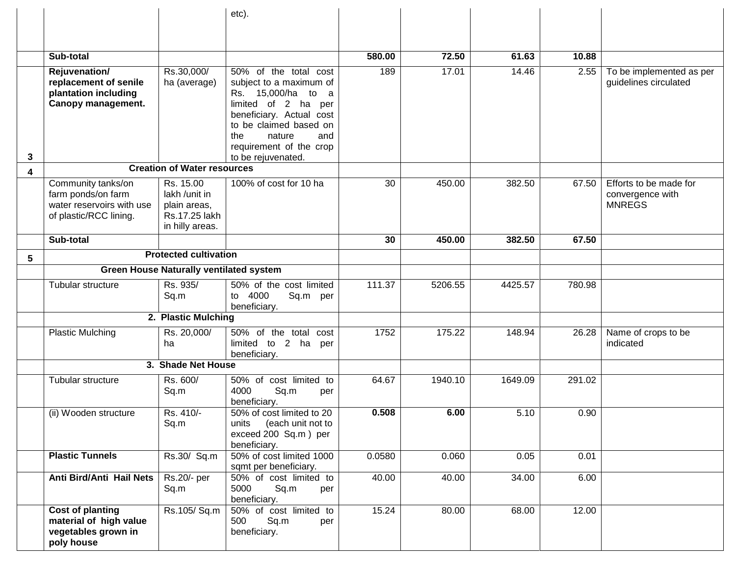| | | | etc). | | | | | |
|---|---|---|---|---|---|---|---|---|
| | **Sub-total** | | | **580.00** | **72.50** | **61.63** | **10.88** | |
| 3 | **Rejuvenation/ replacement of senile plantation including Canopy management.** | Rs.30,000/ ha (average) | 50% of the total cost subject to a maximum of Rs. 15,000/ha to a limited of 2 ha per beneficiary. Actual cost to be claimed based on the nature and requirement of the crop to be rejuvenated. | 189 | 17.01 | 14.46 | 2.55 | To be implemented as per guidelines circulated |
| 4 | **Creation of Water resources** | | | | | | | |
| | Community tanks/on farm ponds/on farm water reservoirs with use of plastic/RCC lining. | Rs. 15.00 lakh /unit in plain areas, Rs.17.25 lakh in hilly areas. | 100% of cost for 10 ha | 30 | 450.00 | 382.50 | 67.50 | Efforts to be made for convergence with MNREGS |
| | **Sub-total** | | | **30** | **450.00** | **382.50** | **67.50** | |
| 5 | **Protected cultivation** | | | | | | | |
| | **Green House Naturally ventilated system** | | | | | | | |
| | Tubular structure | Rs. 935/ Sq.m | 50% of the cost limited to 4000 Sq.m per beneficiary. | 111.37 | 5206.55 | 4425.57 | 780.98 | |
| | **2. Plastic Mulching** | | | | | | | |
| | Plastic Mulching | Rs. 20,000/ ha | 50% of the total cost limited to 2 ha per beneficiary. | 1752 | 175.22 | 148.94 | 26.28 | Name of crops to be indicated |
| | **3. Shade Net House** | | | | | | | |
| | Tubular structure | Rs. 600/ Sq.m | 50% of cost limited to 4000 Sq.m per beneficiary. | 64.67 | 1940.10 | 1649.09 | 291.02 | |
| | (ii) Wooden structure | Rs. 410/- Sq.m | 50% of cost limited to 20 units (each unit not to exceed 200 Sq.m ) per beneficiary. | **0.508** | **6.00** | 5.10 | 0.90 | |
| | **Plastic Tunnels** | Rs.30/ Sq.m | 50% of cost limited 1000 sqmt per beneficiary. | 0.0580 | 0.060 | 0.05 | 0.01 | |
| | **Anti Bird/Anti Hail Nets** | Rs.20/- per Sq.m | 50% of cost limited to 5000 Sq.m per beneficiary. | 40.00 | 40.00 | 34.00 | 6.00 | |
| | **Cost of planting material of high value vegetables grown in poly house** | Rs.105/ Sq.m | 50% of cost limited to 500 Sq.m per beneficiary. | 15.24 | 80.00 | 68.00 | 12.00 | |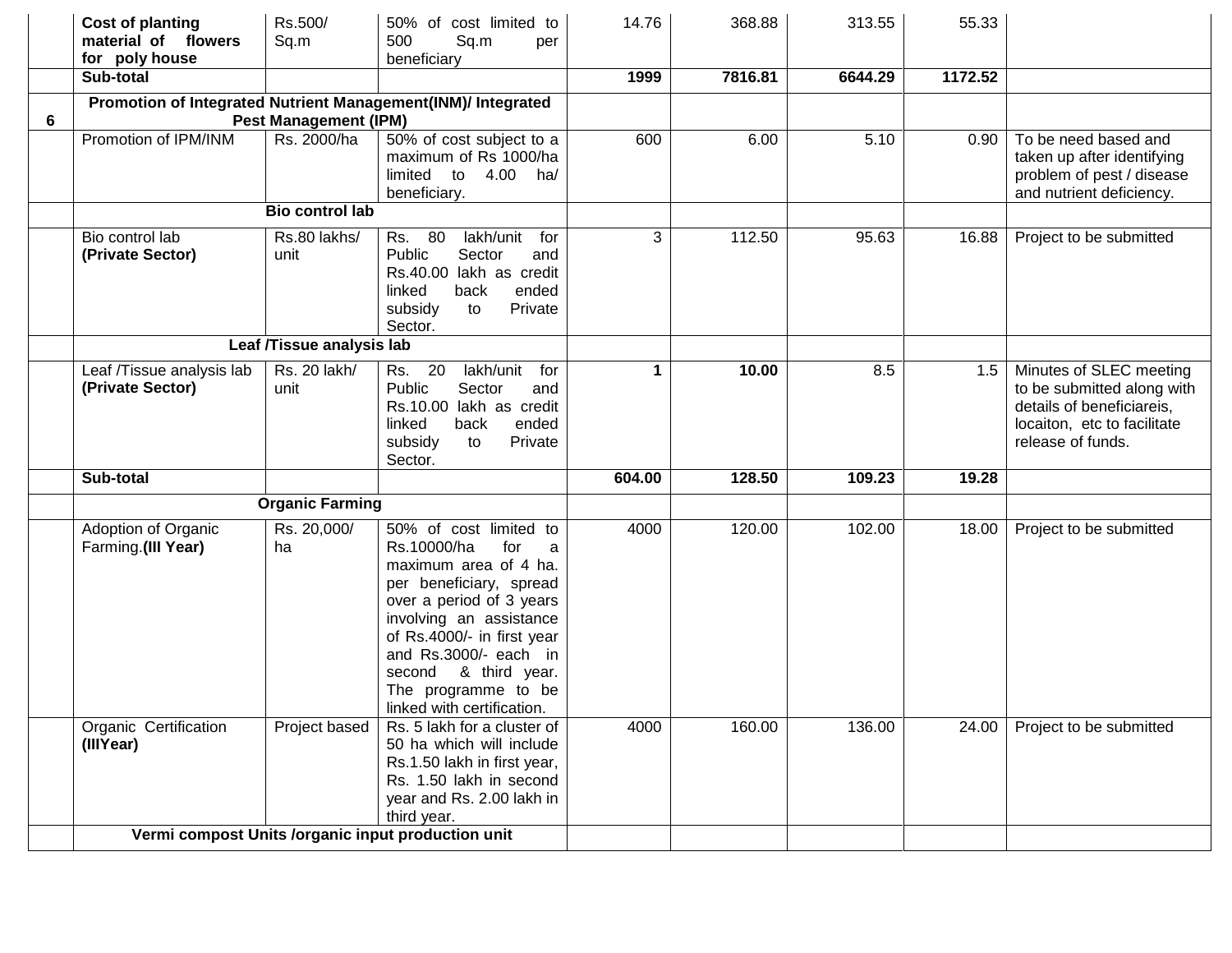| | | | | | | | | |
|---|---|---|---|---|---|---|---|---|
| | **Cost of planting material of flowers for poly house** | Rs.500/ Sq.m | 50% of cost limited to 500 Sq.m per beneficiary | 14.76 | 368.88 | 313.55 | 55.33 | |
| | **Sub-total** | | | **1999** | **7816.81** | **6644.29** | **1172.52** | |
| **6** | **Promotion of Integrated Nutrient Management(INM)/ Integrated Pest Management (IPM)** | | | | | | | |
| | Promotion of IPM/INM | Rs. 2000/ha | 50% of cost subject to a maximum of Rs 1000/ha limited to 4.00 ha/ beneficiary. | 600 | 6.00 | 5.10 | 0.90 | To be need based and taken up after identifying problem of pest / disease and nutrient deficiency. |
| | **Bio control lab** | | | | | | | |
| | Bio control lab **(Private Sector)** | Rs.80 lakhs/ unit | Rs. 80 lakh/unit for Public Sector and Rs.40.00 lakh as credit linked back ended subsidy to Private Sector. | 3 | 112.50 | 95.63 | 16.88 | Project to be submitted |
| | **Leaf /Tissue analysis lab** | | | | | | | |
| | Leaf /Tissue analysis lab **(Private Sector)** | Rs. 20 lakh/ unit | Rs. 20 lakh/unit for Public Sector and Rs.10.00 lakh as credit linked back ended subsidy to Private Sector. | **1** | **10.00** | 8.5 | 1.5 | Minutes of SLEC meeting to be submitted along with details of beneficiareis, locaiton, etc to facilitate release of funds. |
| | **Sub-total** | | | **604.00** | **128.50** | **109.23** | **19.28** | |
| | **Organic Farming** | | | | | | | |
| | Adoption of Organic Farming.**(III Year)** | Rs. 20,000/ ha | 50% of cost limited to Rs.10000/ha for a maximum area of 4 ha. per beneficiary, spread over a period of 3 years involving an assistance of Rs.4000/- in first year and Rs.3000/- each in second & third year. The programme to be linked with certification. | 4000 | 120.00 | 102.00 | 18.00 | Project to be submitted |
| | Organic Certification **(IIIYear)** | Project based | Rs. 5 lakh for a cluster of 50 ha which will include Rs.1.50 lakh in first year, Rs. 1.50 lakh in second year and Rs. 2.00 lakh in third year. | 4000 | 160.00 | 136.00 | 24.00 | Project to be submitted |
| | **Vermi compost Units /organic input production unit** | | | | | | | |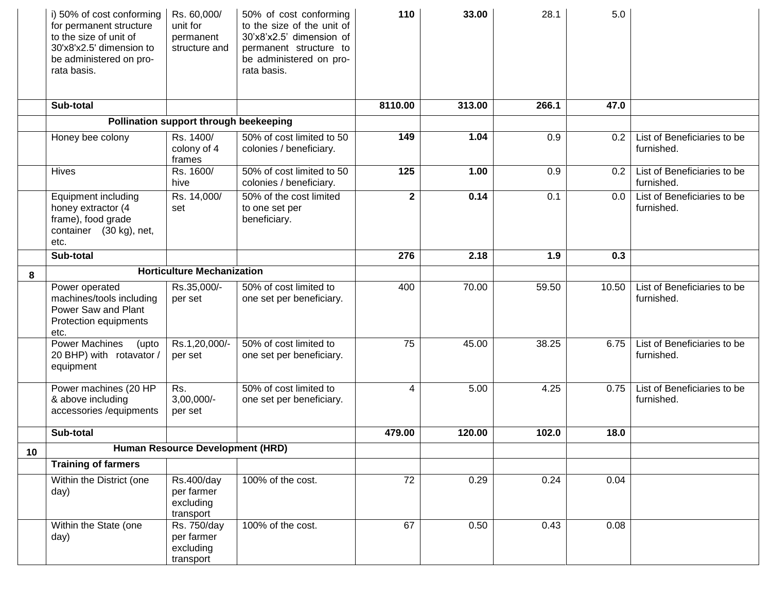| | | | | | | | | |
|---|---|---|---|---|---|---|---|---|
| | i) 50% of cost conforming for permanent structure to the size of unit of 30'x8'x2.5' dimension to be administered on pro-rata basis. | Rs. 60,000/ unit for permanent structure and | 50% of cost conforming to the size of the unit of 30'x8'x2.5' dimension of permanent structure to be administered on pro-rata basis. | **110** | **33.00** | 28.1 | 5.0 | |
| | **Sub-total** | | | **8110.00** | **313.00** | **266.1** | **47.0** | |
| | **Pollination support through beekeeping** | | | | | | | |
| | Honey bee colony | Rs. 1400/ colony of 4 frames | 50% of cost limited to 50 colonies / beneficiary. | **149** | **1.04** | 0.9 | 0.2 | List of Beneficiaries to be furnished. |
| | Hives | Rs. 1600/ hive | 50% of cost limited to 50 colonies / beneficiary. | **125** | **1.00** | 0.9 | 0.2 | List of Beneficiaries to be furnished. |
| | Equipment including honey extractor (4 frame), food grade container (30 kg), net, etc. | Rs. 14,000/ set | 50% of the cost limited to one set per beneficiary. | **2** | **0.14** | 0.1 | 0.0 | List of Beneficiaries to be furnished. |
| | **Sub-total** | | | **276** | **2.18** | **1.9** | **0.3** | |
| **8** | **Horticulture Mechanization** | | | | | | | |
| | Power operated machines/tools including Power Saw and Plant Protection equipments etc. | Rs.35,000/- per set | 50% of cost limited to one set per beneficiary. | 400 | 70.00 | 59.50 | 10.50 | List of Beneficiaries to be furnished. |
| | Power Machines (upto 20 BHP) with rotavator / equipment | Rs.1,20,000/- per set | 50% of cost limited to one set per beneficiary. | 75 | 45.00 | 38.25 | 6.75 | List of Beneficiaries to be furnished. |
| | Power machines (20 HP & above including accessories /equipments | Rs. 3,00,000/- per set | 50% of cost limited to one set per beneficiary. | 4 | 5.00 | 4.25 | 0.75 | List of Beneficiaries to be furnished. |
| | **Sub-total** | | | **479.00** | **120.00** | **102.0** | **18.0** | |
| **10** | **Human Resource Development (HRD)** | | | | | | | |
| | **Training of farmers** | | | | | | | |
| | Within the District (one day) | Rs.400/day per farmer excluding transport | 100% of the cost. | 72 | 0.29 | 0.24 | 0.04 | |
| | Within the State (one day) | Rs. 750/day per farmer excluding transport | 100% of the cost. | 67 | 0.50 | 0.43 | 0.08 | |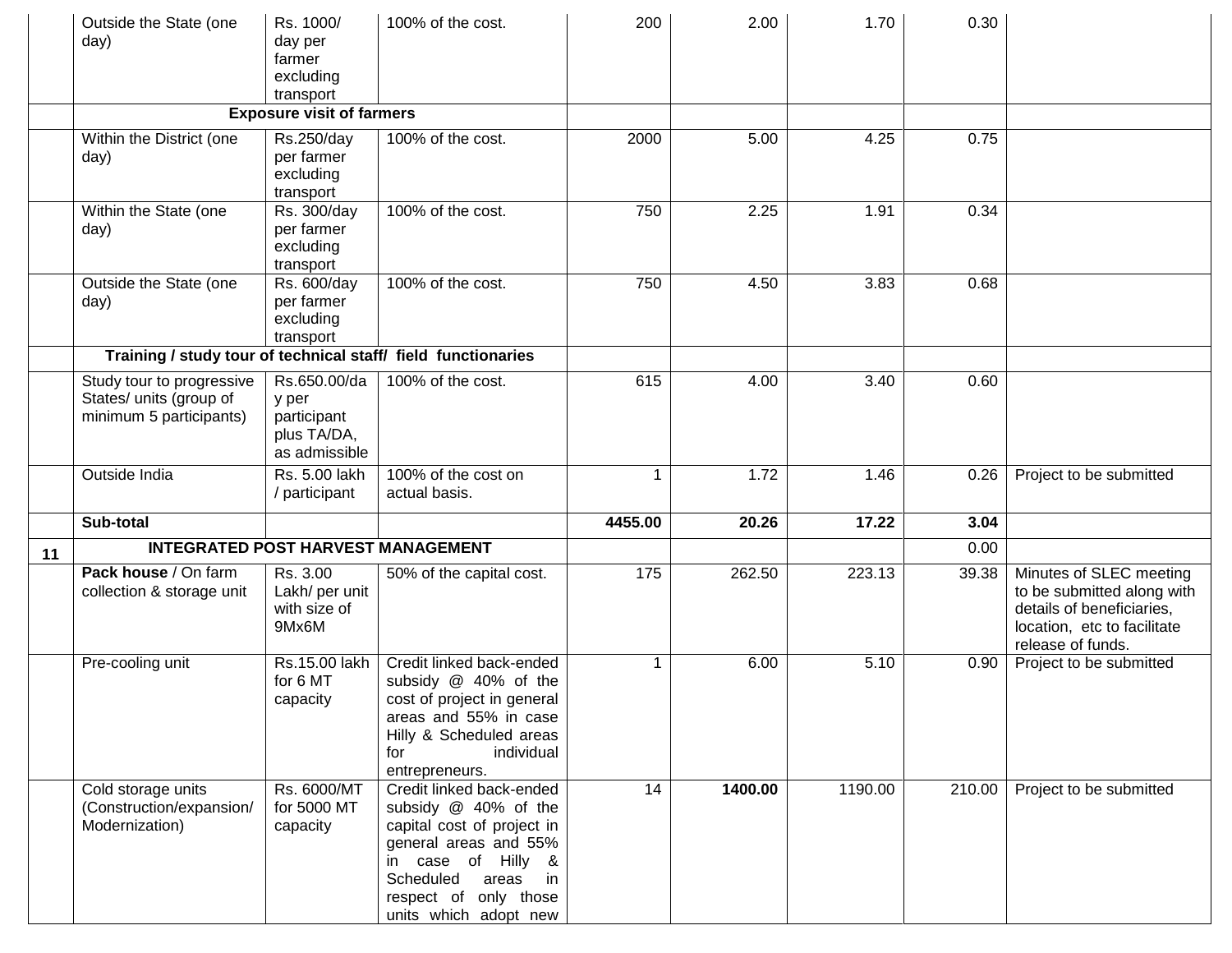| | | | | | | | | |
|---|---|---|---|---|---|---|---|---|
| | Outside the State (one day) | Rs. 1000/ day per farmer excluding transport | 100% of the cost. | 200 | 2.00 | 1.70 | 0.30 | |
| | **Exposure visit of farmers** | | | | | | | |
| | Within the District (one day) | Rs.250/day per farmer excluding transport | 100% of the cost. | 2000 | 5.00 | 4.25 | 0.75 | |
| | Within the State (one day) | Rs. 300/day per farmer excluding transport | 100% of the cost. | 750 | 2.25 | 1.91 | 0.34 | |
| | Outside the State (one day) | Rs. 600/day per farmer excluding transport | 100% of the cost. | 750 | 4.50 | 3.83 | 0.68 | |
| | **Training / study tour of technical staff/ field functionaries** | | | | | | | |
| | Study tour to progressive States/ units (group of minimum 5 participants) | Rs.650.00/day per participant plus TA/DA, as admissible | 100% of the cost. | 615 | 4.00 | 3.40 | 0.60 | |
| | Outside India | Rs. 5.00 lakh / participant | 100% of the cost on actual basis. | 1 | 1.72 | 1.46 | 0.26 | Project to be submitted |
| | **Sub-total** | | | **4455.00** | **20.26** | **17.22** | **3.04** | |
| **11** | **INTEGRATED POST HARVEST MANAGEMENT** | | | | | | 0.00 | |
| | **Pack house** / On farm collection & storage unit | Rs. 3.00 Lakh/ per unit with size of 9Mx6M | 50% of the capital cost. | 175 | 262.50 | 223.13 | 39.38 | Minutes of SLEC meeting to be submitted along with details of beneficiaries, location, etc to facilitate release of funds. |
| | Pre-cooling unit | Rs.15.00 lakh for 6 MT capacity | Credit linked back-ended subsidy @ 40% of the cost of project in general areas and 55% in case Hilly & Scheduled areas for individual entrepreneurs. | 1 | 6.00 | 5.10 | 0.90 | Project to be submitted |
| | Cold storage units (Construction/expansion/ Modernization) | Rs. 6000/MT for 5000 MT capacity | Credit linked back-ended subsidy @ 40% of the capital cost of project in general areas and 55% in case of Hilly & Scheduled areas in respect of only those units which adopt new | 14 | **1400.00** | 1190.00 | 210.00 | Project to be submitted |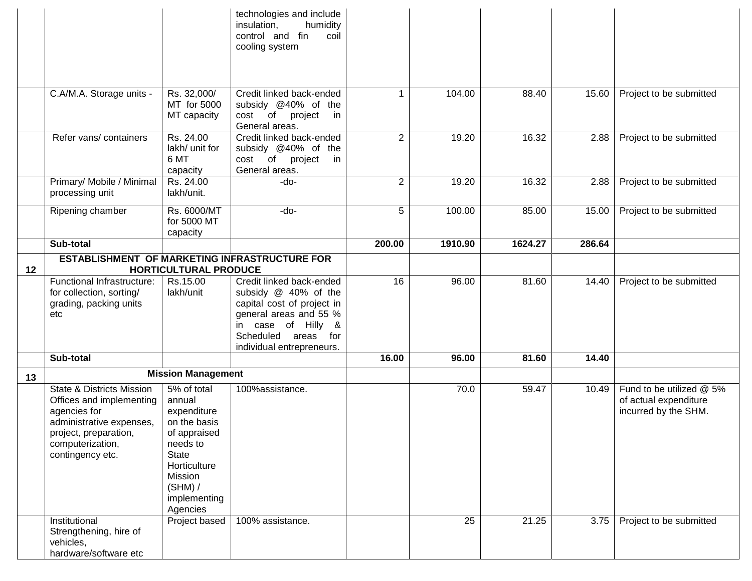| | | | technologies and include insulation, humidity control and fin coil cooling system | | | | | |
|---|---|---|---|---|---|---|---|---|
| | C.A/M.A. Storage units - | Rs. 32,000/ MT for 5000 MT capacity | Credit linked back-ended subsidy @40% of the cost of project in General areas. | 1 | 104.00 | 88.40 | 15.60 | Project to be submitted |
| | Refer vans/ containers | Rs. 24.00 lakh/ unit for 6 MT capacity | Credit linked back-ended subsidy @40% of the cost of project in General areas. | 2 | 19.20 | 16.32 | 2.88 | Project to be submitted |
| | Primary/ Mobile / Minimal processing unit | Rs. 24.00 lakh/unit. | -do- | 2 | 19.20 | 16.32 | 2.88 | Project to be submitted |
| | Ripening chamber | Rs. 6000/MT for 5000 MT capacity | -do- | 5 | 100.00 | 85.00 | 15.00 | Project to be submitted |
| | **Sub-total** | | | **200.00** | **1910.90** | **1624.27** | **286.64** | |
| **12** | **ESTABLISHMENT OF MARKETING INFRASTRUCTURE FOR HORTICULTURAL PRODUCE** | | | | | | | |
| | Functional Infrastructure: for collection, sorting/ grading, packing units etc | Rs.15.00 lakh/unit | Credit linked back-ended subsidy @ 40% of the capital cost of project in general areas and 55 % in case of Hilly & Scheduled areas for individual entrepreneurs. | 16 | 96.00 | 81.60 | 14.40 | Project to be submitted |
| | **Sub-total** | | | **16.00** | **96.00** | **81.60** | **14.40** | |
| **13** | **Mission Management** | | | | | | | |
| | State & Districts Mission Offices and implementing agencies for administrative expenses, project, preparation, computerization, contingency etc. | 5% of total annual expenditure on the basis of appraised needs to State Horticulture Mission (SHM) / implementing Agencies | 100%assistance. | | 70.0 | 59.47 | 10.49 | Fund to be utilized @ 5% of actual expenditure incurred by the SHM. |
| | Institutional Strengthening, hire of vehicles, hardware/software etc | Project based | 100% assistance. | | 25 | 21.25 | 3.75 | Project to be submitted |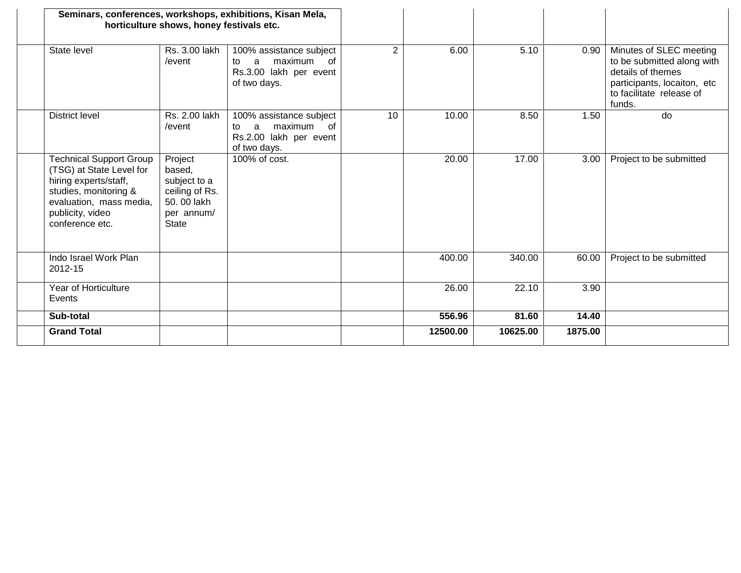| | | | | | | | | |
|---|---|---|---|---|---|---|---|---|
| | **Seminars, conferences, workshops, exhibitions, Kisan Mela, horticulture shows, honey festivals etc.** | | | | | | | |
| | State level | Rs. 3.00 lakh /event | 100% assistance subject to a maximum of Rs.3.00 lakh per event of two days. | 2 | 6.00 | 5.10 | 0.90 | Minutes of SLEC meeting to be submitted along with details of themes participants, locaiton, etc to facilitate release of funds. |
| | District level | Rs. 2.00 lakh /event | 100% assistance subject to a maximum of Rs.2.00 lakh per event of two days. | 10 | 10.00 | 8.50 | 1.50 | do |
| | Technical Support Group (TSG) at State Level for hiring experts/staff, studies, monitoring & evaluation, mass media, publicity, video conference etc. | Project based, subject to a ceiling of Rs. 50. 00 lakh per annum/ State | 100% of cost. | | 20.00 | 17.00 | 3.00 | Project to be submitted |
| | Indo Israel Work Plan 2012-15 | | | | 400.00 | 340.00 | 60.00 | Project to be submitted |
| | Year of Horticulture Events | | | | 26.00 | 22.10 | 3.90 | |
| | **Sub-total** | | | | **556.96** | **81.60** | **14.40** | |
| | **Grand Total** | | | | **12500.00** | **10625.00** | **1875.00** | |